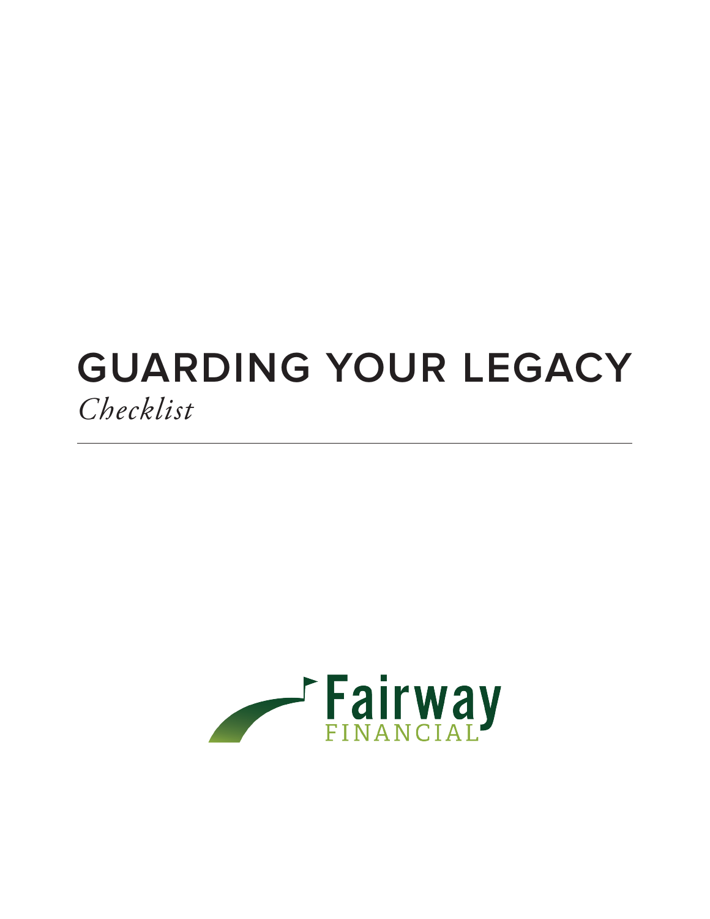# GUARDING YOUR LEGACY

*Checklist*

---

Fairway
FINANCIAL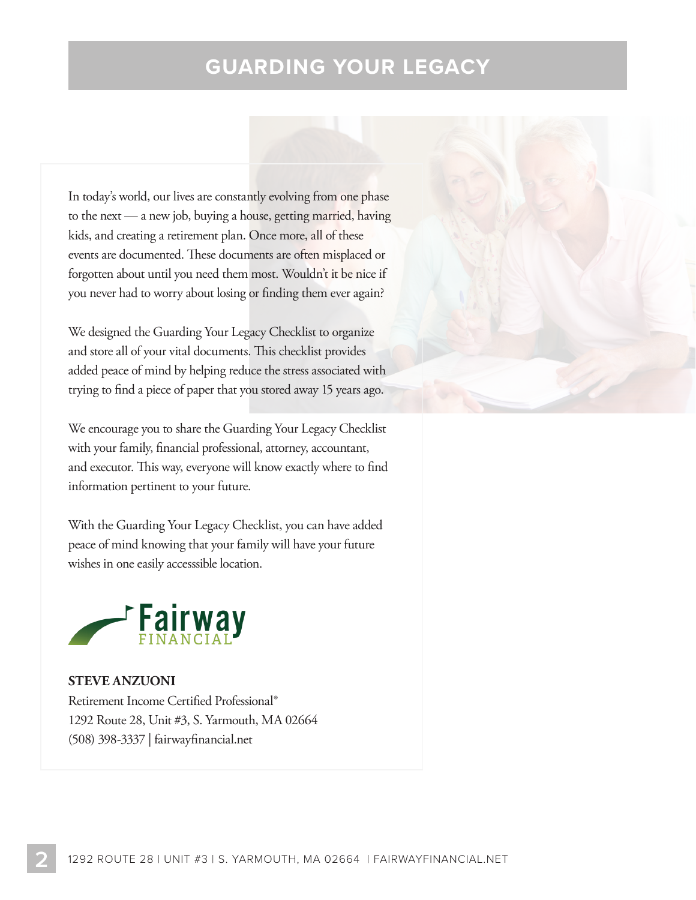# GUARDING YOUR LEGACY

In today's world, our lives are constantly evolving from one phase to the next — a new job, buying a house, getting married, having kids, and creating a retirement plan. Once more, all of these events are documented. These documents are often misplaced or forgotten about until you need them most. Wouldn't it be nice if you never had to worry about losing or finding them ever again?

We designed the Guarding Your Legacy Checklist to organize and store all of your vital documents. This checklist provides added peace of mind by helping reduce the stress associated with trying to find a piece of paper that you stored away 15 years ago.

We encourage you to share the Guarding Your Legacy Checklist with your family, financial professional, attorney, accountant, and executor. This way, everyone will know exactly where to find information pertinent to your future.

With the Guarding Your Legacy Checklist, you can have added peace of mind knowing that your family will have your future wishes in one easily accesssible location.

Fairway FINANCIAL

**STEVE ANZUONI**
Retirement Income Certified Professional®
1292 Route 28, Unit #3, S. Yarmouth, MA 02664
(508) 398-3337 | fairwayfinancial.net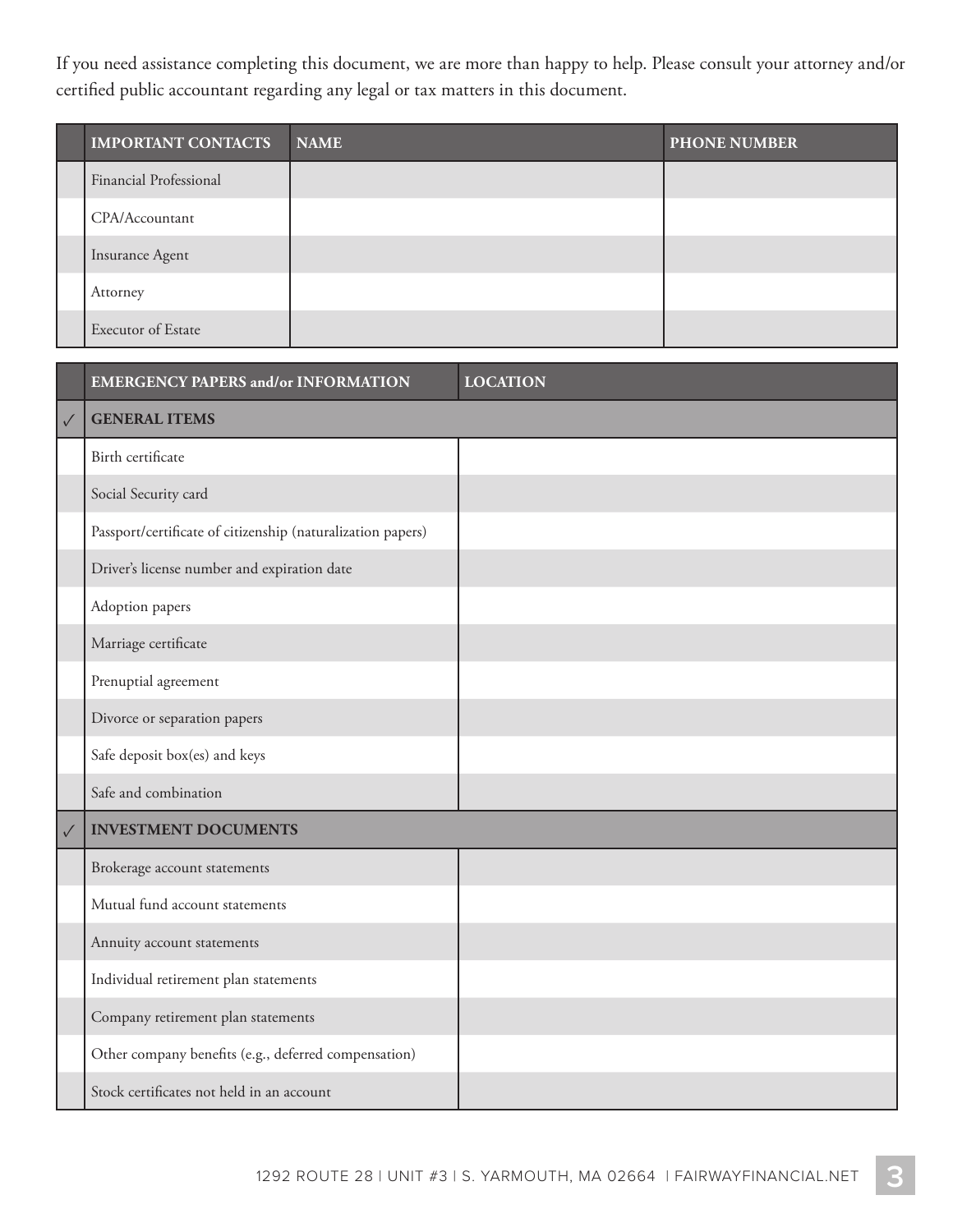If you need assistance completing this document, we are more than happy to help. Please consult your attorney and/or certified public accountant regarding any legal or tax matters in this document.

| | IMPORTANT CONTACTS | NAME | PHONE NUMBER |
|---|---|---|---|
| | Financial Professional | | |
| | CPA/Accountant | | |
| | Insurance Agent | | |
| | Attorney | | |
| | Executor of Estate | | |

| | EMERGENCY PAPERS and/or INFORMATION | LOCATION |
|---|---|---|
| ✓ | **GENERAL ITEMS** | |
| | Birth certificate | |
| | Social Security card | |
| | Passport/certificate of citizenship (naturalization papers) | |
| | Driver's license number and expiration date | |
| | Adoption papers | |
| | Marriage certificate | |
| | Prenuptial agreement | |
| | Divorce or separation papers | |
| | Safe deposit box(es) and keys | |
| | Safe and combination | |
| ✓ | **INVESTMENT DOCUMENTS** | |
| | Brokerage account statements | |
| | Mutual fund account statements | |
| | Annuity account statements | |
| | Individual retirement plan statements | |
| | Company retirement plan statements | |
| | Other company benefits (e.g., deferred compensation) | |
| | Stock certificates not held in an account | |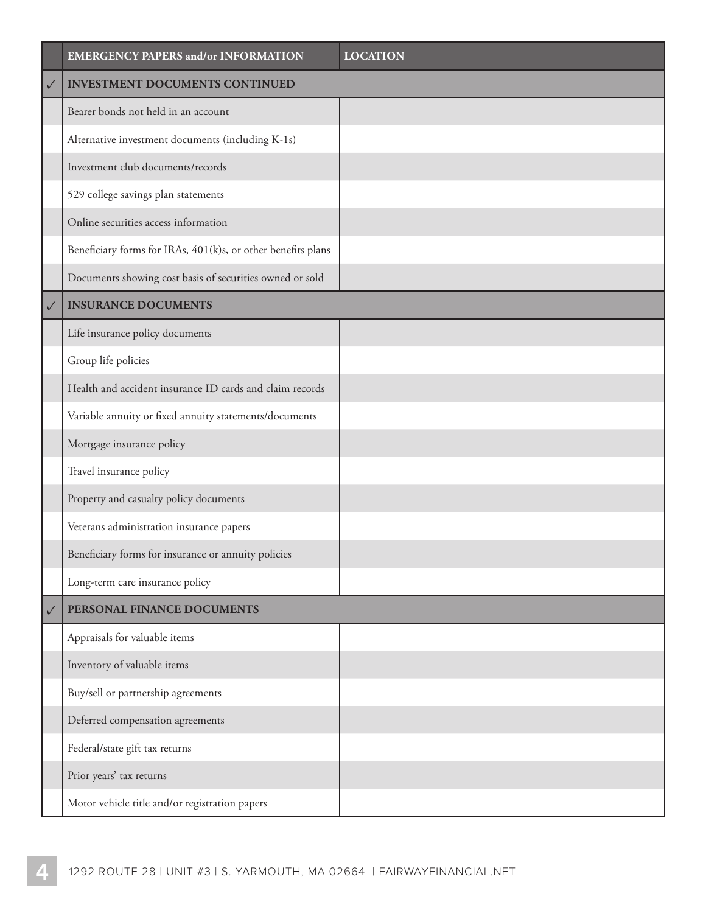| | EMERGENCY PAPERS and/or INFORMATION | LOCATION |
|---|---|---|
| ✓ | **INVESTMENT DOCUMENTS CONTINUED** | |
| | Bearer bonds not held in an account | |
| | Alternative investment documents (including K-1s) | |
| | Investment club documents/records | |
| | 529 college savings plan statements | |
| | Online securities access information | |
| | Beneficiary forms for IRAs, 401(k)s, or other benefits plans | |
| | Documents showing cost basis of securities owned or sold | |
| ✓ | **INSURANCE DOCUMENTS** | |
| | Life insurance policy documents | |
| | Group life policies | |
| | Health and accident insurance ID cards and claim records | |
| | Variable annuity or fixed annuity statements/documents | |
| | Mortgage insurance policy | |
| | Travel insurance policy | |
| | Property and casualty policy documents | |
| | Veterans administration insurance papers | |
| | Beneficiary forms for insurance or annuity policies | |
| | Long-term care insurance policy | |
| ✓ | **PERSONAL FINANCE DOCUMENTS** | |
| | Appraisals for valuable items | |
| | Inventory of valuable items | |
| | Buy/sell or partnership agreements | |
| | Deferred compensation agreements | |
| | Federal/state gift tax returns | |
| | Prior years' tax returns | |
| | Motor vehicle title and/or registration papers | |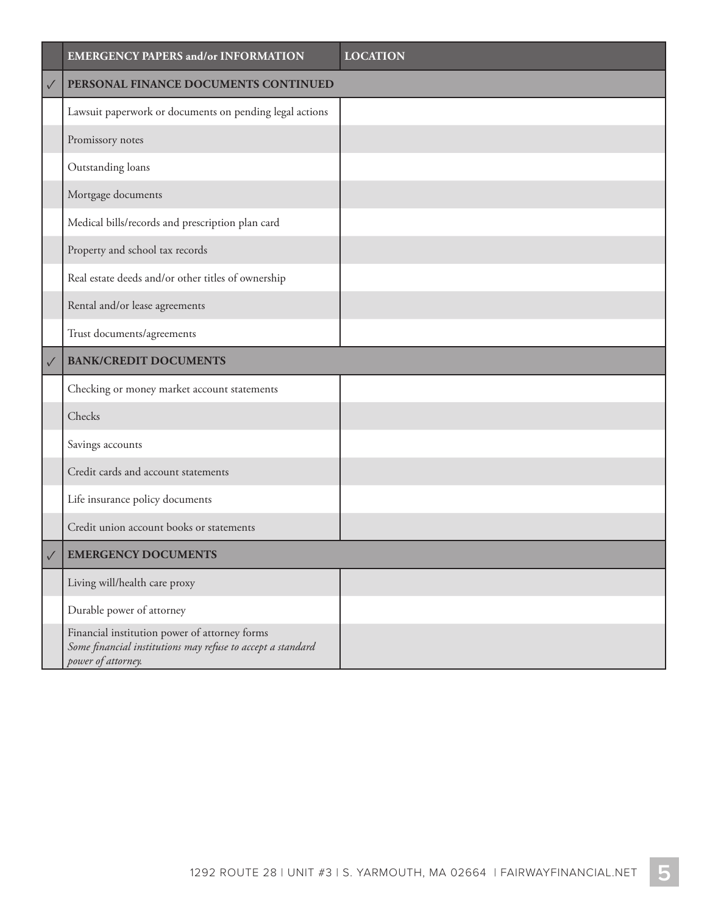| | EMERGENCY PAPERS and/or INFORMATION | LOCATION |
|---|---|---|
| ✓ | **PERSONAL FINANCE DOCUMENTS CONTINUED** | |
| | Lawsuit paperwork or documents on pending legal actions | |
| | Promissory notes | |
| | Outstanding loans | |
| | Mortgage documents | |
| | Medical bills/records and prescription plan card | |
| | Property and school tax records | |
| | Real estate deeds and/or other titles of ownership | |
| | Rental and/or lease agreements | |
| | Trust documents/agreements | |
| ✓ | **BANK/CREDIT DOCUMENTS** | |
| | Checking or money market account statements | |
| | Checks | |
| | Savings accounts | |
| | Credit cards and account statements | |
| | Life insurance policy documents | |
| | Credit union account books or statements | |
| ✓ | **EMERGENCY DOCUMENTS** | |
| | Living will/health care proxy | |
| | Durable power of attorney | |
| | Financial institution power of attorney forms *Some financial institutions may refuse to accept a standard power of attorney.* | |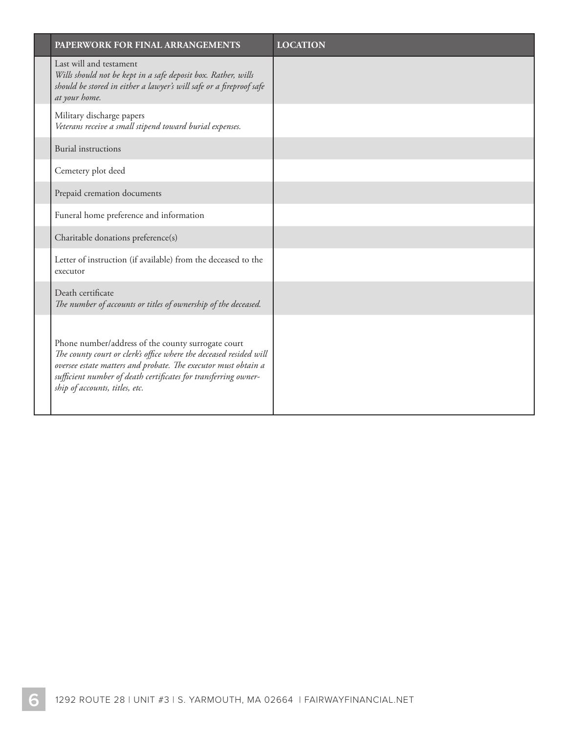| | PAPERWORK FOR FINAL ARRANGEMENTS | LOCATION |
|---|---|---|
| | Last will and testament *Wills should not be kept in a safe deposit box. Rather, wills should be stored in either a lawyer's will safe or a fireproof safe at your home.* | |
| | Military discharge papers *Veterans receive a small stipend toward burial expenses.* | |
| | Burial instructions | |
| | Cemetery plot deed | |
| | Prepaid cremation documents | |
| | Funeral home preference and information | |
| | Charitable donations preference(s) | |
| | Letter of instruction (if available) from the deceased to the executor | |
| | Death certificate *The number of accounts or titles of ownership of the deceased.* | |
| | Phone number/address of the county surrogate court *The county court or clerk's office where the deceased resided will oversee estate matters and probate. The executor must obtain a sufficient number of death certificates for transferring ownership of accounts, titles, etc.* | |

1292 ROUTE 28 | UNIT #3 | S. YARMOUTH, MA 02664 | FAIRWAYFINANCIAL.NET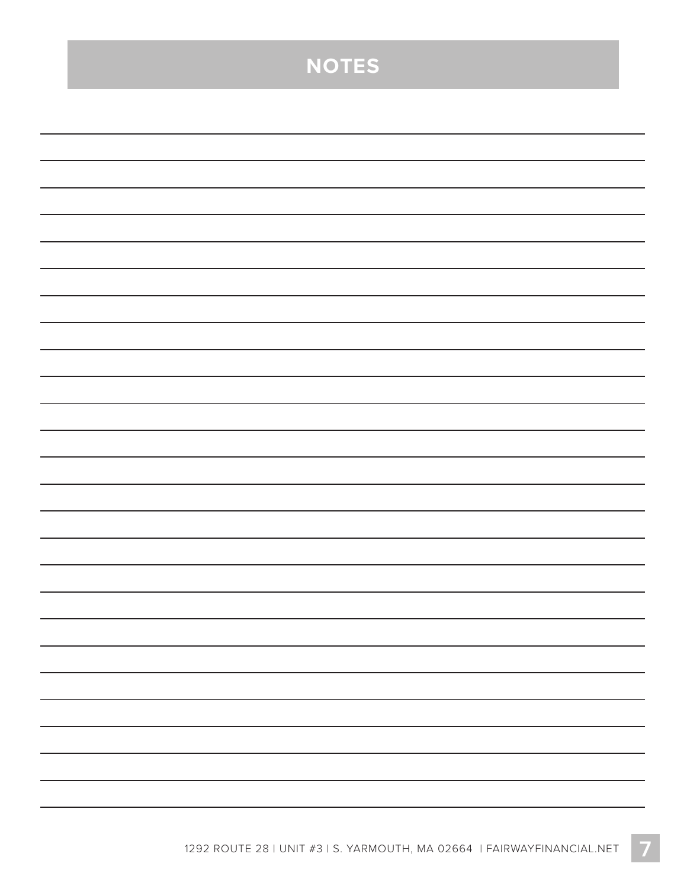# NOTES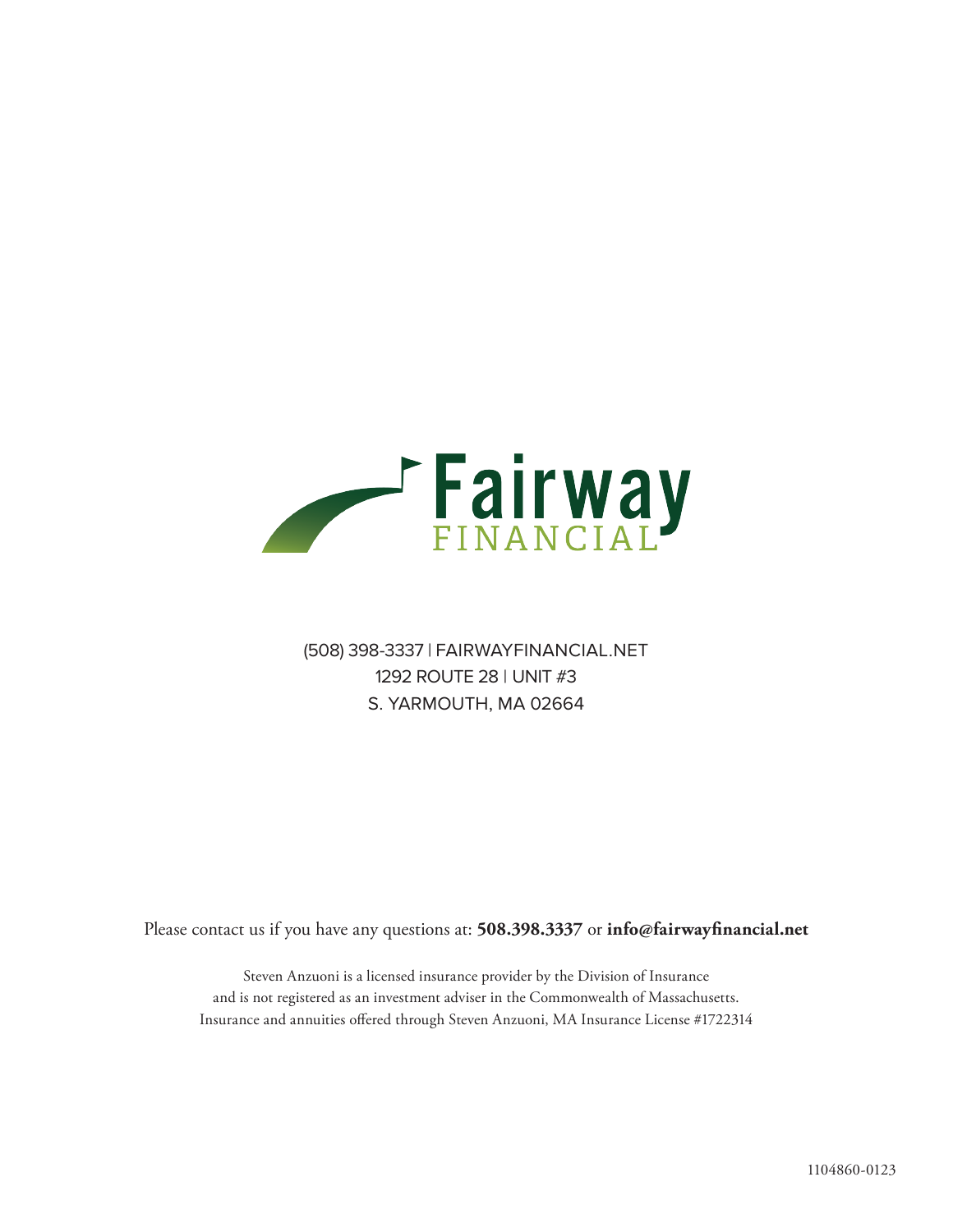Fairway
FINANCIAL

(508) 398-3337 | FAIRWAYFINANCIAL.NET
1292 ROUTE 28 | UNIT #3
S. YARMOUTH, MA 02664

Please contact us if you have any questions at: **508.398.3337** or **info@fairwayfinancial.net**

Steven Anzuoni is a licensed insurance provider by the Division of Insurance
and is not registered as an investment adviser in the Commonwealth of Massachusetts.
Insurance and annuities offered through Steven Anzuoni, MA Insurance License #1722314

1104860-0123